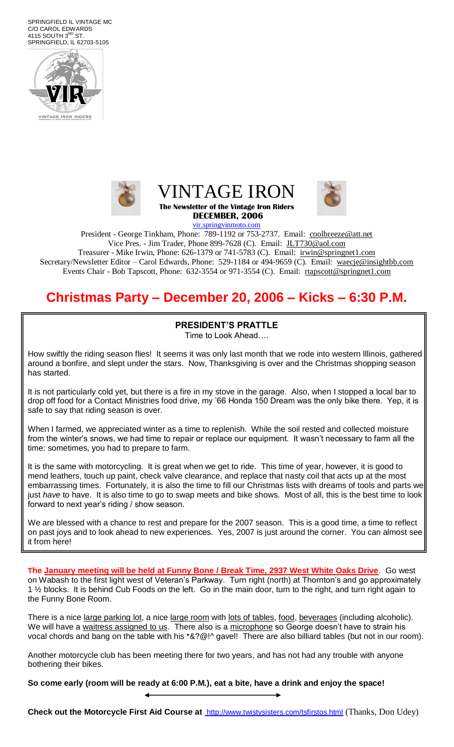SPRINGFIELD IL VINTAGE MC
C/O CAROL EDWARDS
4115 SOUTH 3RD ST.
SPRINGFIELD, IL 62703-5105

# VINTAGE IRON

**The Newsletter of the Vintage Iron Riders**

**DECEMBER, 2006**

vir.springvinmoto.com

President - George Tinkham, Phone: 789-1192 or 753-2737. Email: coolbreeze@att.net
Vice Pres. - Jim Trader, Phone 899-7628 (C). Email: JLT730@aol.com
Treasurer - Mike Irwin, Phone: 626-1379 or 741-5783 (C). Email: irwin@springnet1.com
Secretary/Newsletter Editor – Carol Edwards, Phone: 529-1184 or 494-9659 (C). Email: waecje@insightbb.com
Events Chair - Bob Tapscott, Phone: 632-3554 or 971-3554 (C). Email: rtapscott@springnet1.com

## Christmas Party – December 20, 2006 – Kicks – 6:30 P.M.

### PRESIDENT'S PRATTLE

Time to Look Ahead….

How swiftly the riding season flies! It seems it was only last month that we rode into western Illinois, gathered around a bonfire, and slept under the stars. Now, Thanksgiving is over and the Christmas shopping season has started.

It is not particularly cold yet, but there is a fire in my stove in the garage. Also, when I stopped a local bar to drop off food for a Contact Ministries food drive, my '66 Honda 150 Dream was the only bike there. Yep, it is safe to say that riding season is over.

When I farmed, we appreciated winter as a time to replenish. While the soil rested and collected moisture from the winter's snows, we had time to repair or replace our equipment. It wasn't necessary to farm all the time: sometimes, you had to prepare to farm.

It is the same with motorcycling. It is great when we get to ride. This time of year, however, it is good to mend leathers, touch up paint, check valve clearance, and replace that nasty coil that acts up at the most embarrassing times. Fortunately, it is also the time to fill our Christmas lists with dreams of tools and parts we just *have* to have. It is also time to go to swap meets and bike shows. Most of all, this is the best time to look forward to next year's riding / show season.

We are blessed with a chance to rest and prepare for the 2007 season. This is a good time, a time to reflect on past joys and to look ahead to new experiences. Yes, 2007 is just around the corner. You can almost see it from here!

**The January meeting will be held at Funny Bone / Break Time, 2937 West White Oaks Drive**. Go west on Wabash to the first light west of Veteran's Parkway. Turn right (north) at Thornton's and go approximately 1 ½ blocks. It is behind Cub Foods on the left. Go in the main door, turn to the right, and turn right again to the Funny Bone Room.

There is a nice large parking lot, a nice large room with lots of tables, food, beverages (including alcoholic). We will have a waitress assigned to us. There also is a microphone so George doesn't have to strain his vocal chords and bang on the table with his *&?@!^ gavel! There are also billiard tables (but not in our room).

Another motorcycle club has been meeting there for two years, and has not had any trouble with anyone bothering their bikes.

**So come early (room will be ready at 6:00 P.M.), eat a bite, have a drink and enjoy the space!**

**Check out the Motorcycle First Aid Course at** http://www.twistysisters.com/tsfirstos.html (Thanks, Don Udey)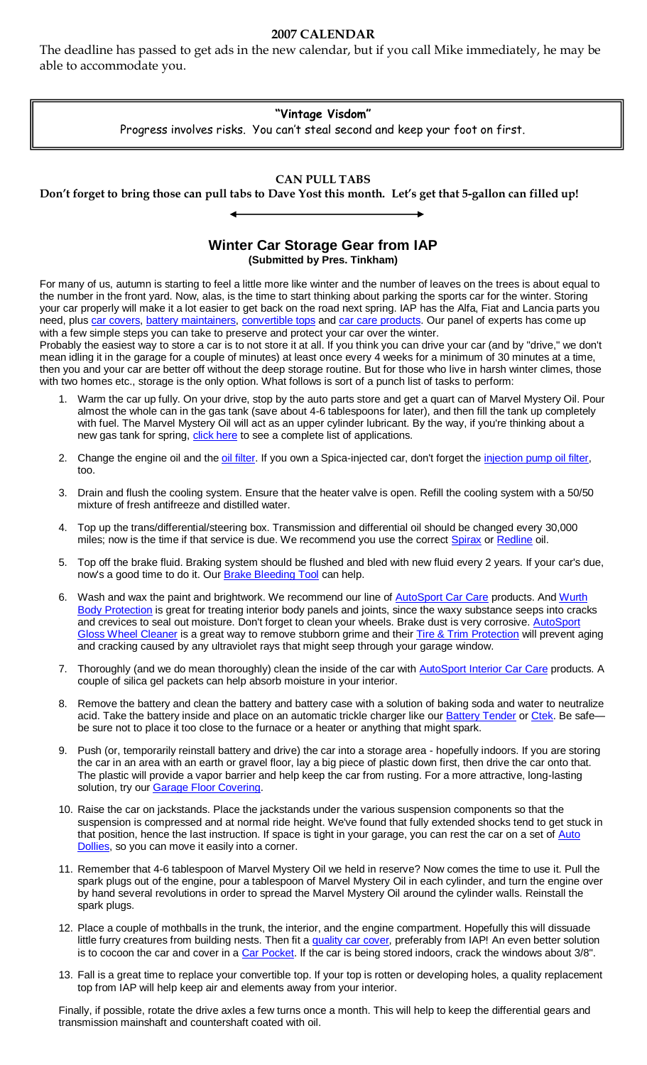## 2007 CALENDAR

The deadline has passed to get ads in the new calendar, but if you call Mike immediately, he may be able to accommodate you.

**"Vintage Visdom"**

Progress involves risks. You can't steal second and keep your foot on first.

## CAN PULL TABS

**Don't forget to bring those can pull tabs to Dave Yost this month. Let's get that 5-gallon can filled up!**

## Winter Car Storage Gear from IAP

**(Submitted by Pres. Tinkham)**

For many of us, autumn is starting to feel a little more like winter and the number of leaves on the trees is about equal to the number in the front yard. Now, alas, is the time to start thinking about parking the sports car for the winter. Storing your car properly will make it a lot easier to get back on the road next spring. IAP has the Alfa, Fiat and Lancia parts you need, plus car covers, battery maintainers, convertible tops and car care products. Our panel of experts has come up with a few simple steps you can take to preserve and protect your car over the winter.

Probably the easiest way to store a car is to not store it at all. If you think you can drive your car (and by "drive," we don't mean idling it in the garage for a couple of minutes) at least once every 4 weeks for a minimum of 30 minutes at a time, then you and your car are better off without the deep storage routine. But for those who live in harsh winter climes, those with two homes etc., storage is the only option. What follows is sort of a punch list of tasks to perform:

1. Warm the car up fully. On your drive, stop by the auto parts store and get a quart can of Marvel Mystery Oil. Pour almost the whole can in the gas tank (save about 4-6 tablespoons for later), and then fill the tank up completely with fuel. The Marvel Mystery Oil will act as an upper cylinder lubricant. By the way, if you're thinking about a new gas tank for spring, click here to see a complete list of applications.
2. Change the engine oil and the oil filter. If you own a Spica-injected car, don't forget the injection pump oil filter, too.
3. Drain and flush the cooling system. Ensure that the heater valve is open. Refill the cooling system with a 50/50 mixture of fresh antifreeze and distilled water.
4. Top up the trans/differential/steering box. Transmission and differential oil should be changed every 30,000 miles; now is the time if that service is due. We recommend you use the correct Spirax or Redline oil.
5. Top off the brake fluid. Braking system should be flushed and bled with new fluid every 2 years. If your car's due, now's a good time to do it. Our Brake Bleeding Tool can help.
6. Wash and wax the paint and brightwork. We recommend our line of AutoSport Car Care products. And Wurth Body Protection is great for treating interior body panels and joints, since the waxy substance seeps into cracks and crevices to seal out moisture. Don't forget to clean your wheels. Brake dust is very corrosive. AutoSport Gloss Wheel Cleaner is a great way to remove stubborn grime and their Tire & Trim Protection will prevent aging and cracking caused by any ultraviolet rays that might seep through your garage window.
7. Thoroughly (and we do mean thoroughly) clean the inside of the car with AutoSport Interior Car Care products. A couple of silica gel packets can help absorb moisture in your interior.
8. Remove the battery and clean the battery and battery case with a solution of baking soda and water to neutralize acid. Take the battery inside and place on an automatic trickle charger like our Battery Tender or Ctek. Be safe—be sure not to place it too close to the furnace or a heater or anything that might spark.
9. Push (or, temporarily reinstall battery and drive) the car into a storage area - hopefully indoors. If you are storing the car in an area with an earth or gravel floor, lay a big piece of plastic down first, then drive the car onto that. The plastic will provide a vapor barrier and help keep the car from rusting. For a more attractive, long-lasting solution, try our Garage Floor Covering.
10. Raise the car on jackstands. Place the jackstands under the various suspension components so that the suspension is compressed and at normal ride height. We've found that fully extended shocks tend to get stuck in that position, hence the last instruction. If space is tight in your garage, you can rest the car on a set of Auto Dollies, so you can move it easily into a corner.
11. Remember that 4-6 tablespoon of Marvel Mystery Oil we held in reserve? Now comes the time to use it. Pull the spark plugs out of the engine, pour a tablespoon of Marvel Mystery Oil in each cylinder, and turn the engine over by hand several revolutions in order to spread the Marvel Mystery Oil around the cylinder walls. Reinstall the spark plugs.
12. Place a couple of mothballs in the trunk, the interior, and the engine compartment. Hopefully this will dissuade little furry creatures from building nests. Then fit a quality car cover, preferably from IAP! An even better solution is to cocoon the car and cover in a Car Pocket. If the car is being stored indoors, crack the windows about 3/8".
13. Fall is a great time to replace your convertible top. If your top is rotten or developing holes, a quality replacement top from IAP will help keep air and elements away from your interior.

Finally, if possible, rotate the drive axles a few turns once a month. This will help to keep the differential gears and transmission mainshaft and countershaft coated with oil.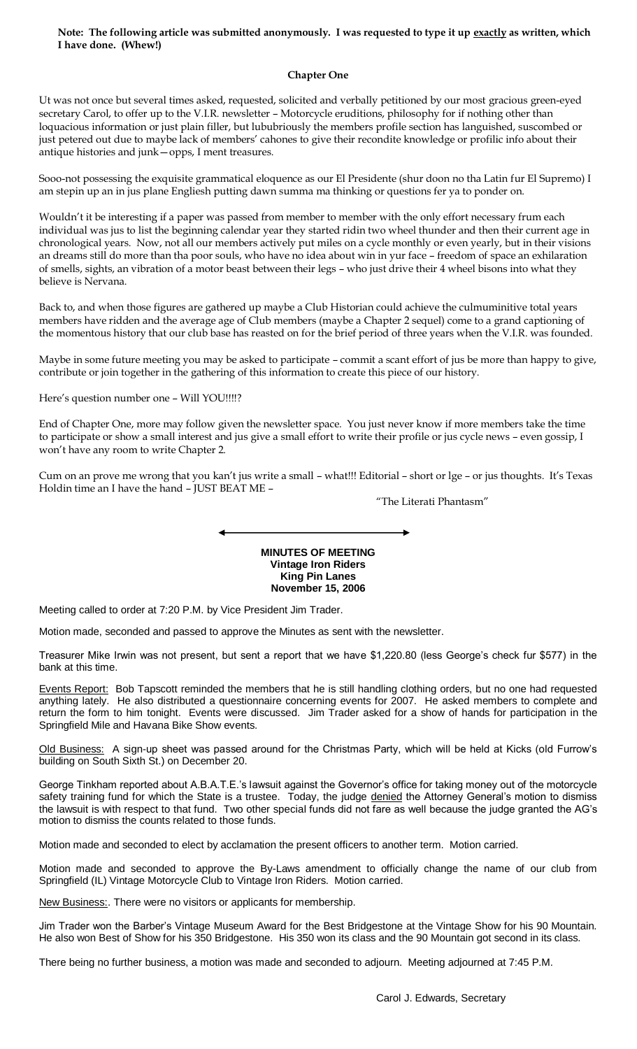**Note: The following article was submitted anonymously. I was requested to type it up exactly as written, which I have done. (Whew!)**

**Chapter One**

Ut was not once but several times asked, requested, solicited and verbally petitioned by our most gracious green-eyed secretary Carol, to offer up to the V.I.R. newsletter – Motorcycle eruditions, philosophy for if nothing other than loquacious information or just plain filler, but lububriously the members profile section has languished, suscombed or just petered out due to maybe lack of members' cahones to give their recondite knowledge or profilic info about their antique histories and junk—opps, I ment treasures.

Sooo-not possessing the exquisite grammatical eloquence as our El Presidente (shur doon no tha Latin fur El Supremo) I am stepin up an in jus plane Engliesh putting dawn summa ma thinking or questions fer ya to ponder on.

Wouldn't it be interesting if a paper was passed from member to member with the only effort necessary frum each individual was jus to list the beginning calendar year they started ridin two wheel thunder and then their current age in chronological years. Now, not all our members actively put miles on a cycle monthly or even yearly, but in their visions an dreams still do more than tha poor souls, who have no idea about win in yur face – freedom of space an exhilaration of smells, sights, an vibration of a motor beast between their legs – who just drive their 4 wheel bisons into what they believe is Nervana.

Back to, and when those figures are gathered up maybe a Club Historian could achieve the culmuminitive total years members have ridden and the average age of Club members (maybe a Chapter 2 sequel) come to a grand captioning of the momentous history that our club base has reasted on for the brief period of three years when the V.I.R. was founded.

Maybe in some future meeting you may be asked to participate – commit a scant effort of jus be more than happy to give, contribute or join together in the gathering of this information to create this piece of our history.

Here's question number one – Will YOU!!!!?

End of Chapter One, more may follow given the newsletter space. You just never know if more members take the time to participate or show a small interest and jus give a small effort to write their profile or jus cycle news – even gossip, I won't have any room to write Chapter 2.

Cum on an prove me wrong that you kan't jus write a small – what!!! Editorial – short or lge – or jus thoughts. It's Texas Holdin time an I have the hand – JUST BEAT ME –

"The Literati Phantasm"

---

**MINUTES OF MEETING**
**Vintage Iron Riders**
**King Pin Lanes**
**November 15, 2006**

Meeting called to order at 7:20 P.M. by Vice President Jim Trader.

Motion made, seconded and passed to approve the Minutes as sent with the newsletter.

Treasurer Mike Irwin was not present, but sent a report that we have $1,220.80 (less George's check fur $577) in the bank at this time.

Events Report: Bob Tapscott reminded the members that he is still handling clothing orders, but no one had requested anything lately. He also distributed a questionnaire concerning events for 2007. He asked members to complete and return the form to him tonight. Events were discussed. Jim Trader asked for a show of hands for participation in the Springfield Mile and Havana Bike Show events.

Old Business: A sign-up sheet was passed around for the Christmas Party, which will be held at Kicks (old Furrow's building on South Sixth St.) on December 20.

George Tinkham reported about A.B.A.T.E.'s lawsuit against the Governor's office for taking money out of the motorcycle safety training fund for which the State is a trustee. Today, the judge denied the Attorney General's motion to dismiss the lawsuit is with respect to that fund. Two other special funds did not fare as well because the judge granted the AG's motion to dismiss the counts related to those funds.

Motion made and seconded to elect by acclamation the present officers to another term. Motion carried.

Motion made and seconded to approve the By-Laws amendment to officially change the name of our club from Springfield (IL) Vintage Motorcycle Club to Vintage Iron Riders. Motion carried.

New Business:. There were no visitors or applicants for membership.

Jim Trader won the Barber's Vintage Museum Award for the Best Bridgestone at the Vintage Show for his 90 Mountain. He also won Best of Show for his 350 Bridgestone. His 350 won its class and the 90 Mountain got second in its class.

There being no further business, a motion was made and seconded to adjourn. Meeting adjourned at 7:45 P.M.

Carol J. Edwards, Secretary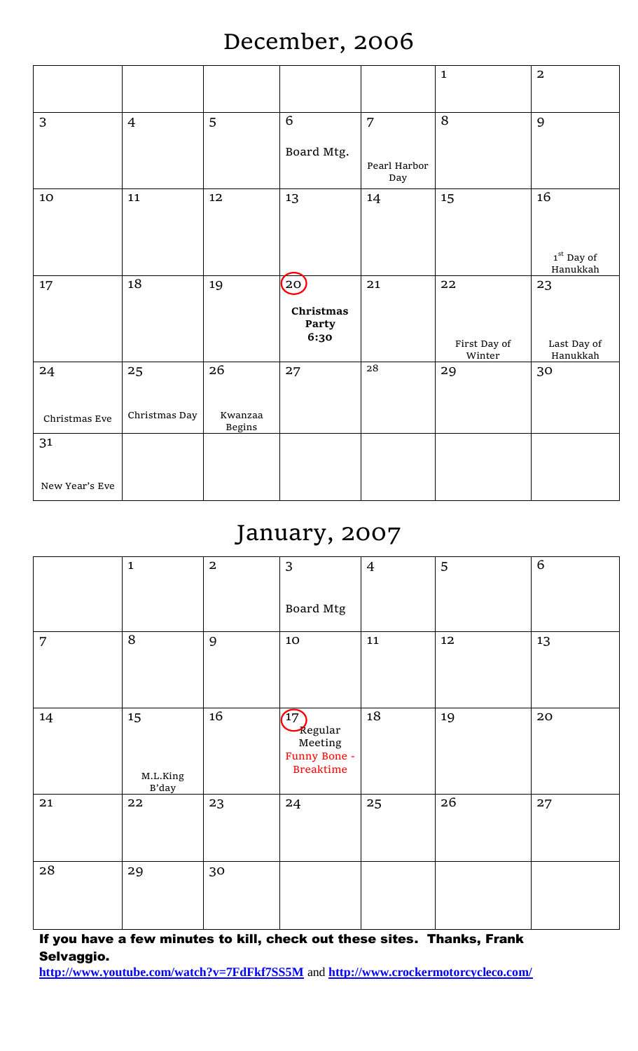# December, 2006

| | | | | | | |
|---|---|---|---|---|---|---|
| | | | | | 1 | 2 |
| 3 | 4 | 5 | 6<br><br>Board Mtg. | 7<br><br>Pearl Harbor Day | 8 | 9 |
| 10 | 11 | 12 | 13 | 14 | 15 | 16<br><br>1st Day of Hanukkah |
| 17 | 18 | 19 | 20<br><br>**Christmas Party 6:30** | 21 | 22<br><br>First Day of Winter | 23<br><br>Last Day of Hanukkah |
| 24<br><br>Christmas Eve | 25<br><br>Christmas Day | 26<br><br>Kwanzaa Begins | 27 | 28 | 29 | 30 |
| 31<br><br>New Year's Eve | | | | | | |

# January, 2007

| | | | | | | |
|---|---|---|---|---|---|---|
| | 1 | 2 | 3<br><br>Board Mtg | 4 | 5 | 6 |
| 7 | 8 | 9 | 10 | 11 | 12 | 13 |
| 14 | 15<br><br>M.L.King B'day | 16 | 17<br>Regular Meeting<br>Funny Bone - Breaktime | 18 | 19 | 20 |
| 21 | 22 | 23 | 24 | 25 | 26 | 27 |
| 28 | 29 | 30 | | | | |

**If you have a few minutes to kill, check out these sites. Thanks, Frank Selvaggio.**

**http://www.youtube.com/watch?v=7FdFkf7SS5M** and **http://www.crockermotorcycleco.com/**